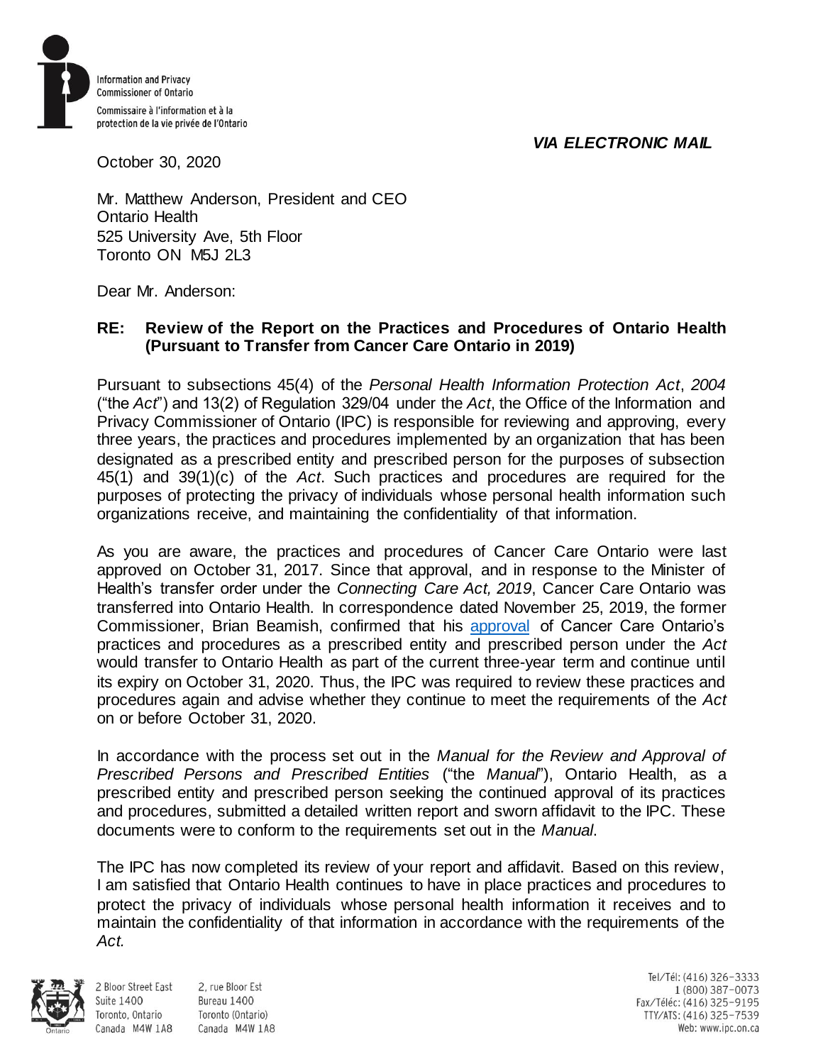*VIA ELECTRONIC MAIL*

October 30, 2020

Mr. Matthew Anderson, President and CEO
Ontario Health
525 University Ave, 5th Floor
Toronto ON M5J 2L3

Dear Mr. Anderson:

**RE: Review of the Report on the Practices and Procedures of Ontario Health (Pursuant to Transfer from Cancer Care Ontario in 2019)**

Pursuant to subsections 45(4) of the *Personal Health Information Protection Act*, *2004* ("the *Act*") and 13(2) of Regulation 329/04 under the *Act*, the Office of the Information and Privacy Commissioner of Ontario (IPC) is responsible for reviewing and approving, every three years, the practices and procedures implemented by an organization that has been designated as a prescribed entity and prescribed person for the purposes of subsection 45(1) and 39(1)(c) of the *Act*. Such practices and procedures are required for the purposes of protecting the privacy of individuals whose personal health information such organizations receive, and maintaining the confidentiality of that information.

As you are aware, the practices and procedures of Cancer Care Ontario were last approved on October 31, 2017. Since that approval, and in response to the Minister of Health's transfer order under the *Connecting Care Act, 2019*, Cancer Care Ontario was transferred into Ontario Health. In correspondence dated November 25, 2019, the former Commissioner, Brian Beamish, confirmed that his approval of Cancer Care Ontario's practices and procedures as a prescribed entity and prescribed person under the *Act* would transfer to Ontario Health as part of the current three-year term and continue until its expiry on October 31, 2020. Thus, the IPC was required to review these practices and procedures again and advise whether they continue to meet the requirements of the *Act* on or before October 31, 2020.

In accordance with the process set out in the *Manual for the Review and Approval of Prescribed Persons and Prescribed Entities* ("the *Manual*"), Ontario Health, as a prescribed entity and prescribed person seeking the continued approval of its practices and procedures, submitted a detailed written report and sworn affidavit to the IPC. These documents were to conform to the requirements set out in the *Manual*.

The IPC has now completed its review of your report and affidavit. Based on this review, I am satisfied that Ontario Health continues to have in place practices and procedures to protect the privacy of individuals whose personal health information it receives and to maintain the confidentiality of that information in accordance with the requirements of the *Act.*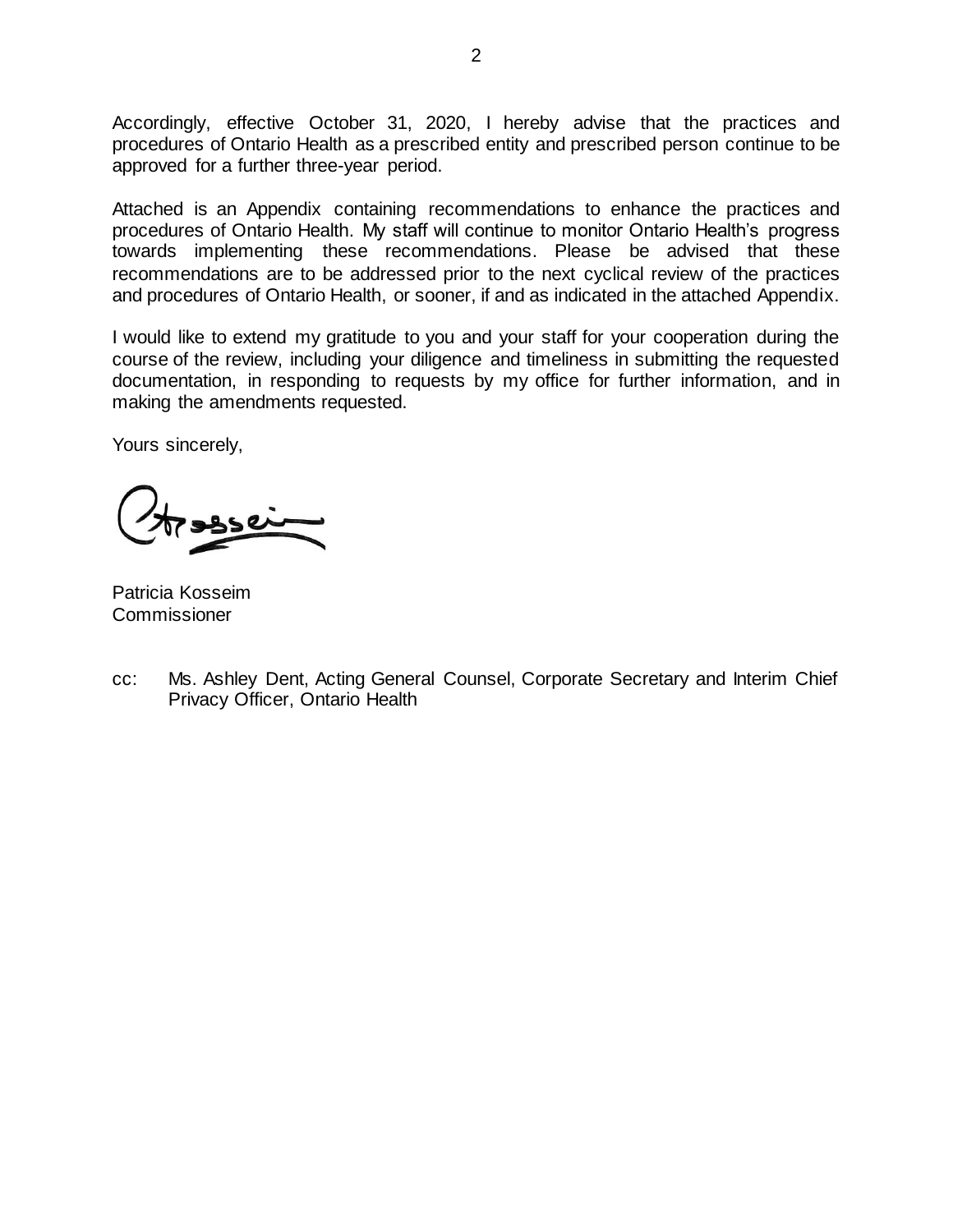Accordingly, effective October 31, 2020, I hereby advise that the practices and procedures of Ontario Health as a prescribed entity and prescribed person continue to be approved for a further three-year period.

Attached is an Appendix containing recommendations to enhance the practices and procedures of Ontario Health. My staff will continue to monitor Ontario Health's progress towards implementing these recommendations. Please be advised that these recommendations are to be addressed prior to the next cyclical review of the practices and procedures of Ontario Health, or sooner, if and as indicated in the attached Appendix.

I would like to extend my gratitude to you and your staff for your cooperation during the course of the review, including your diligence and timeliness in submitting the requested documentation, in responding to requests by my office for further information, and in making the amendments requested.

Yours sincerely,

Patricia Kosseim
Commissioner

cc: Ms. Ashley Dent, Acting General Counsel, Corporate Secretary and Interim Chief Privacy Officer, Ontario Health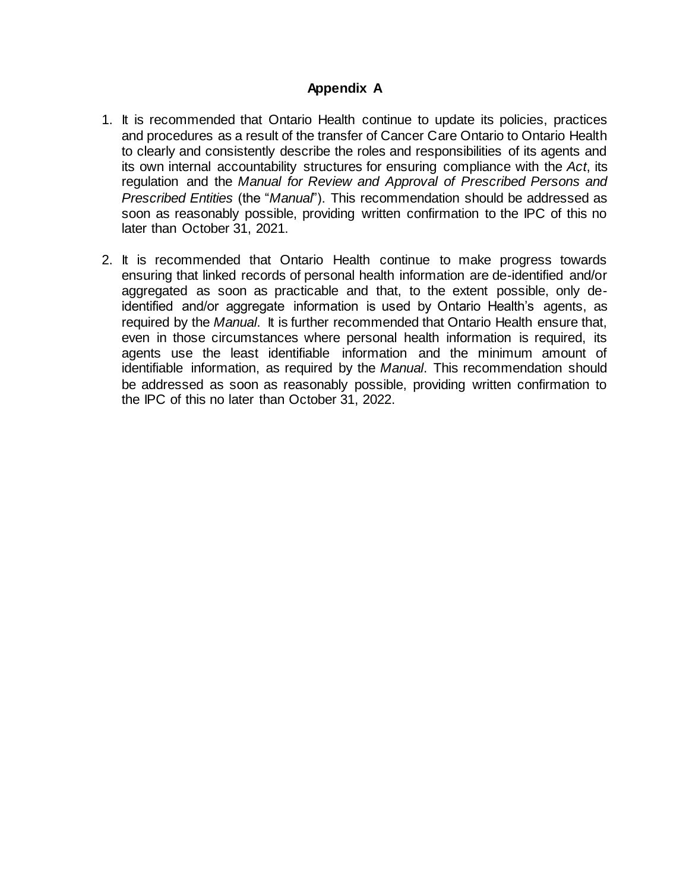# Appendix A

1. It is recommended that Ontario Health continue to update its policies, practices and procedures as a result of the transfer of Cancer Care Ontario to Ontario Health to clearly and consistently describe the roles and responsibilities of its agents and its own internal accountability structures for ensuring compliance with the *Act*, its regulation and the *Manual for Review and Approval of Prescribed Persons and Prescribed Entities* (the "*Manual*"). This recommendation should be addressed as soon as reasonably possible, providing written confirmation to the IPC of this no later than October 31, 2021.

2. It is recommended that Ontario Health continue to make progress towards ensuring that linked records of personal health information are de-identified and/or aggregated as soon as practicable and that, to the extent possible, only de-identified and/or aggregate information is used by Ontario Health's agents, as required by the *Manual*. It is further recommended that Ontario Health ensure that, even in those circumstances where personal health information is required, its agents use the least identifiable information and the minimum amount of identifiable information, as required by the *Manual*. This recommendation should be addressed as soon as reasonably possible, providing written confirmation to the IPC of this no later than October 31, 2022.